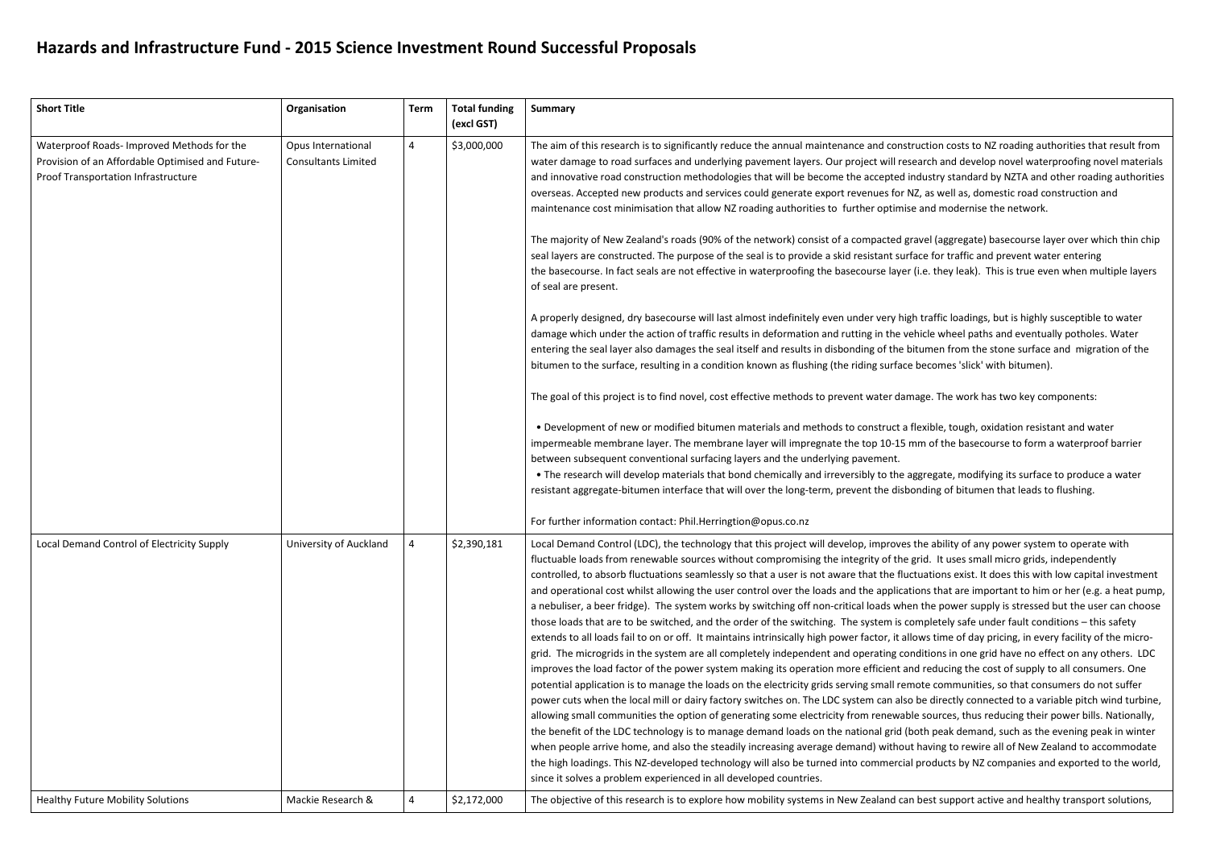# Hazards and Infrastructure Fund - 2015 Science Investment Round Successful Proposals

| Short Title | Organisation | Term | Total funding (excl GST) | Summary |
|---|---|---|---|---|
| Waterproof Roads- Improved Methods for the Provision of an Affordable Optimised and Future-Proof Transportation Infrastructure | Opus International Consultants Limited | 4 | $3,000,000 | The aim of this research is to significantly reduce the annual maintenance and construction costs to NZ roading authorities that result from water damage to road surfaces and underlying pavement layers. Our project will research and develop novel waterproofing novel materials and innovative road construction methodologies that will be become the accepted industry standard by NZTA and other roading authorities overseas. Accepted new products and services could generate export revenues for NZ, as well as, domestic road construction and maintenance cost minimisation that allow NZ roading authorities to further optimise and modernise the network.<br><br>The majority of New Zealand's roads (90% of the network) consist of a compacted gravel (aggregate) basecourse layer over which thin chip seal layers are constructed. The purpose of the seal is to provide a skid resistant surface for traffic and prevent water entering the basecourse. In fact seals are not effective in waterproofing the basecourse layer (i.e. they leak). This is true even when multiple layers of seal are present.<br><br>A properly designed, dry basecourse will last almost indefinitely even under very high traffic loadings, but is highly susceptible to water damage which under the action of traffic results in deformation and rutting in the vehicle wheel paths and eventually potholes. Water entering the seal layer also damages the seal itself and results in disbonding of the bitumen from the stone surface and migration of the bitumen to the surface, resulting in a condition known as flushing (the riding surface becomes 'slick' with bitumen).<br><br>The goal of this project is to find novel, cost effective methods to prevent water damage. The work has two key components:<br><br>• Development of new or modified bitumen materials and methods to construct a flexible, tough, oxidation resistant and water impermeable membrane layer. The membrane layer will impregnate the top 10-15 mm of the basecourse to form a waterproof barrier between subsequent conventional surfacing layers and the underlying pavement.<br>• The research will develop materials that bond chemically and irreversibly to the aggregate, modifying its surface to produce a water resistant aggregate-bitumen interface that will over the long-term, prevent the disbonding of bitumen that leads to flushing.<br><br>For further information contact: Phil.Herrington@opus.co.nz |
| Local Demand Control of Electricity Supply | University of Auckland | 4 | $2,390,181 | Local Demand Control (LDC), the technology that this project will develop, improves the ability of any power system to operate with fluctuable loads from renewable sources without compromising the integrity of the grid. It uses small micro grids, independently controlled, to absorb fluctuations seamlessly so that a user is not aware that the fluctuations exist. It does this with low capital investment and operational cost whilst allowing the user control over the loads and the applications that are important to him or her (e.g. a heat pump, a nebuliser, a beer fridge). The system works by switching off non-critical loads when the power supply is stressed but the user can choose those loads that are to be switched, and the order of the switching. The system is completely safe under fault conditions – this safety extends to all loads fail to on or off. It maintains intrinsically high power factor, it allows time of day pricing, in every facility of the micro-grid. The microgrids in the system are all completely independent and operating conditions in one grid have no effect on any others. LDC improves the load factor of the power system making its operation more efficient and reducing the cost of supply to all consumers. One potential application is to manage the loads on the electricity grids serving small remote communities, so that consumers do not suffer power cuts when the local mill or dairy factory switches on. The LDC system can also be directly connected to a variable pitch wind turbine, allowing small communities the option of generating some electricity from renewable sources, thus reducing their power bills. Nationally, the benefit of the LDC technology is to manage demand loads on the national grid (both peak demand, such as the evening peak in winter when people arrive home, and also the steadily increasing average demand) without having to rewire all of New Zealand to accommodate the high loadings. This NZ-developed technology will also be turned into commercial products by NZ companies and exported to the world, since it solves a problem experienced in all developed countries. |
| Healthy Future Mobility Solutions | Mackie Research & | 4 | $2,172,000 | The objective of this research is to explore how mobility systems in New Zealand can best support active and healthy transport solutions, |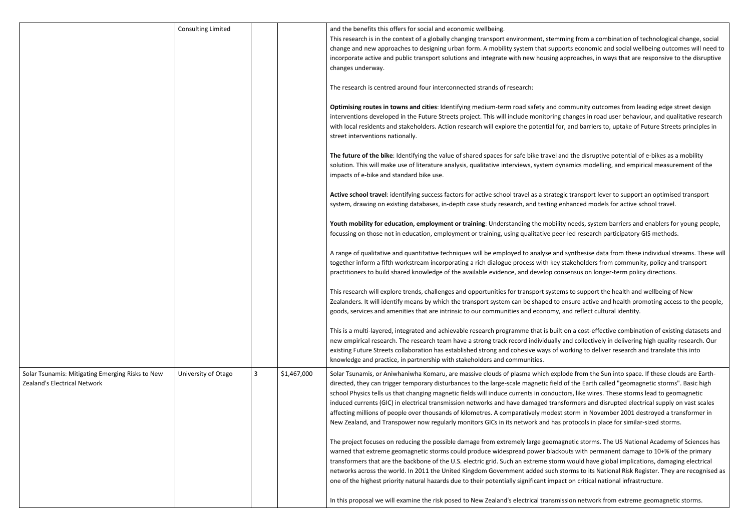| | | | | |
|---|---|---|---|---|
| | Consulting Limited | | | and the benefits this offers for social and economic wellbeing.<br>This research is in the context of a globally changing transport environment, stemming from a combination of technological change, social change and new approaches to designing urban form. A mobility system that supports economic and social wellbeing outcomes will need to incorporate active and public transport solutions and integrate with new housing approaches, in ways that are responsive to the disruptive changes underway.<br><br>The research is centred around four interconnected strands of research:<br><br>**Optimising routes in towns and cities**: Identifying medium-term road safety and community outcomes from leading edge street design interventions developed in the Future Streets project. This will include monitoring changes in road user behaviour, and qualitative research with local residents and stakeholders. Action research will explore the potential for, and barriers to, uptake of Future Streets principles in street interventions nationally.<br><br>**The future of the bike**: Identifying the value of shared spaces for safe bike travel and the disruptive potential of e-bikes as a mobility solution. This will make use of literature analysis, qualitative interviews, system dynamics modelling, and empirical measurement of the impacts of e-bike and standard bike use.<br><br>**Active school travel**: identifying success factors for active school travel as a strategic transport lever to support an optimised transport system, drawing on existing databases, in-depth case study research, and testing enhanced models for active school travel.<br><br>**Youth mobility for education, employment or training**: Understanding the mobility needs, system barriers and enablers for young people, focussing on those not in education, employment or training, using qualitative peer-led research participatory GIS methods.<br><br>A range of qualitative and quantitative techniques will be employed to analyse and synthesise data from these individual streams. These will together inform a fifth workstream incorporating a rich dialogue process with key stakeholders from community, policy and transport practitioners to build shared knowledge of the available evidence, and develop consensus on longer-term policy directions.<br><br>This research will explore trends, challenges and opportunities for transport systems to support the health and wellbeing of New Zealanders. It will identify means by which the transport system can be shaped to ensure active and health promoting access to the people, goods, services and amenities that are intrinsic to our communities and economy, and reflect cultural identity.<br><br>This is a multi-layered, integrated and achievable research programme that is built on a cost-effective combination of existing datasets and new empirical research. The research team have a strong track record individually and collectively in delivering high quality research. Our existing Future Streets collaboration has established strong and cohesive ways of working to deliver research and translate this into knowledge and practice, in partnership with stakeholders and communities. |
| Solar Tsunamis: Mitigating Emerging Risks to New Zealand's Electrical Network | University of Otago | 3 | $1,467,000 | Solar Tsunamis, or Aniwhaniwha Komaru, are massive clouds of plasma which explode from the Sun into space. If these clouds are Earth-directed, they can trigger temporary disturbances to the large-scale magnetic field of the Earth called "geomagnetic storms". Basic high school Physics tells us that changing magnetic fields will induce currents in conductors, like wires. These storms lead to geomagnetic induced currents (GIC) in electrical transmission networks and have damaged transformers and disrupted electrical supply on vast scales affecting millions of people over thousands of kilometres. A comparatively modest storm in November 2001 destroyed a transformer in New Zealand, and Transpower now regularly monitors GICs in its network and has protocols in place for similar-sized storms.<br><br>The project focuses on reducing the possible damage from extremely large geomagnetic storms. The US National Academy of Sciences has warned that extreme geomagnetic storms could produce widespread power blackouts with permanent damage to 10+% of the primary transformers that are the backbone of the U.S. electric grid. Such an extreme storm would have global implications, damaging electrical networks across the world. In 2011 the United Kingdom Government added such storms to its National Risk Register. They are recognised as one of the highest priority natural hazards due to their potentially significant impact on critical national infrastructure.<br><br>In this proposal we will examine the risk posed to New Zealand's electrical transmission network from extreme geomagnetic storms. |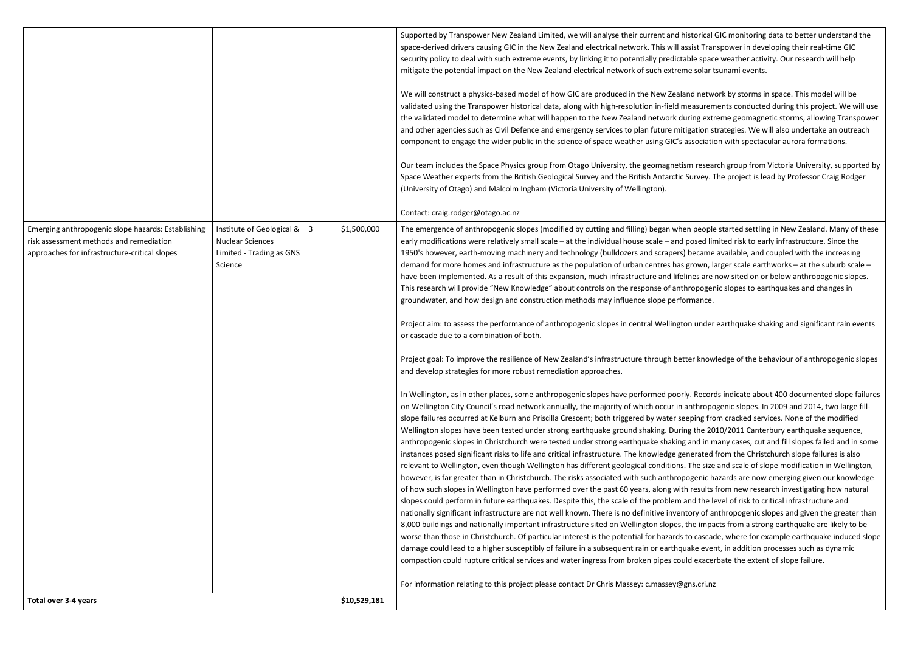| | | | | |
|---|---|---|---|---|
| | | | | Supported by Transpower New Zealand Limited, we will analyse their current and historical GIC monitoring data to better understand the space-derived drivers causing GIC in the New Zealand electrical network. This will assist Transpower in developing their real-time GIC security policy to deal with such extreme events, by linking it to potentially predictable space weather activity. Our research will help mitigate the potential impact on the New Zealand electrical network of such extreme solar tsunami events.<br><br>We will construct a physics-based model of how GIC are produced in the New Zealand network by storms in space. This model will be validated using the Transpower historical data, along with high-resolution in-field measurements conducted during this project. We will use the validated model to determine what will happen to the New Zealand network during extreme geomagnetic storms, allowing Transpower and other agencies such as Civil Defence and emergency services to plan future mitigation strategies. We will also undertake an outreach component to engage the wider public in the science of space weather using GIC's association with spectacular aurora formations.<br><br>Our team includes the Space Physics group from Otago University, the geomagnetism research group from Victoria University, supported by Space Weather experts from the British Geological Survey and the British Antarctic Survey. The project is lead by Professor Craig Rodger (University of Otago) and Malcolm Ingham (Victoria University of Wellington).<br><br>Contact: craig.rodger@otago.ac.nz |
| Emerging anthropogenic slope hazards: Establishing risk assessment methods and remediation approaches for infrastructure-critical slopes | Institute of Geological & Nuclear Sciences Limited - Trading as GNS Science | 3 | $1,500,000 | The emergence of anthropogenic slopes (modified by cutting and filling) began when people started settling in New Zealand. Many of these early modifications were relatively small scale – at the individual house scale – and posed limited risk to early infrastructure. Since the 1950's however, earth-moving machinery and technology (bulldozers and scrapers) became available, and coupled with the increasing demand for more homes and infrastructure as the population of urban centres has grown, larger scale earthworks – at the suburb scale – have been implemented. As a result of this expansion, much infrastructure and lifelines are now sited on or below anthropogenic slopes. This research will provide "New Knowledge" about controls on the response of anthropogenic slopes to earthquakes and changes in groundwater, and how design and construction methods may influence slope performance.<br><br>Project aim: to assess the performance of anthropogenic slopes in central Wellington under earthquake shaking and significant rain events or cascade due to a combination of both.<br><br>Project goal: To improve the resilience of New Zealand's infrastructure through better knowledge of the behaviour of anthropogenic slopes and develop strategies for more robust remediation approaches.<br><br>In Wellington, as in other places, some anthropogenic slopes have performed poorly. Records indicate about 400 documented slope failures on Wellington City Council's road network annually, the majority of which occur in anthropogenic slopes. In 2009 and 2014, two large fill-slope failures occurred at Kelburn and Priscilla Crescent; both triggered by water seeping from cracked services. None of the modified Wellington slopes have been tested under strong earthquake ground shaking. During the 2010/2011 Canterbury earthquake sequence, anthropogenic slopes in Christchurch were tested under strong earthquake shaking and in many cases, cut and fill slopes failed and in some instances posed significant risks to life and critical infrastructure. The knowledge generated from the Christchurch slope failures is also relevant to Wellington, even though Wellington has different geological conditions. The size and scale of slope modification in Wellington, however, is far greater than in Christchurch. The risks associated with such anthropogenic hazards are now emerging given our knowledge of how such slopes in Wellington have performed over the past 60 years, along with results from new research investigating how natural slopes could perform in future earthquakes. Despite this, the scale of the problem and the level of risk to critical infrastructure and nationally significant infrastructure are not well known. There is no definitive inventory of anthropogenic slopes and given the greater than 8,000 buildings and nationally important infrastructure sited on Wellington slopes, the impacts from a strong earthquake are likely to be worse than those in Christchurch. Of particular interest is the potential for hazards to cascade, where for example earthquake induced slope damage could lead to a higher susceptibly of failure in a subsequent rain or earthquake event, in addition processes such as dynamic compaction could rupture critical services and water ingress from broken pipes could exacerbate the extent of slope failure.<br><br>For information relating to this project please contact Dr Chris Massey: c.massey@gns.cri.nz |
| **Total over 3-4 years** | | | **$10,529,181** | |